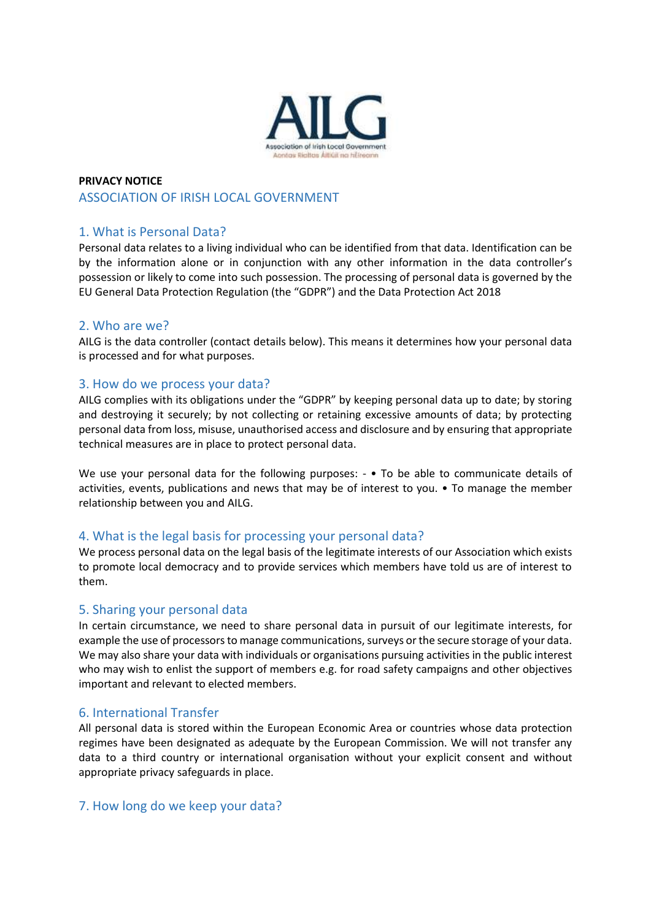**PRIVACY NOTICE**

## ASSOCIATION OF IRISH LOCAL GOVERNMENT

### 1. What is Personal Data?

Personal data relates to a living individual who can be identified from that data. Identification can be by the information alone or in conjunction with any other information in the data controller's possession or likely to come into such possession. The processing of personal data is governed by the EU General Data Protection Regulation (the "GDPR") and the Data Protection Act 2018

### 2. Who are we?

AILG is the data controller (contact details below). This means it determines how your personal data is processed and for what purposes.

### 3. How do we process your data?

AILG complies with its obligations under the "GDPR" by keeping personal data up to date; by storing and destroying it securely; by not collecting or retaining excessive amounts of data; by protecting personal data from loss, misuse, unauthorised access and disclosure and by ensuring that appropriate technical measures are in place to protect personal data.

We use your personal data for the following purposes: - • To be able to communicate details of activities, events, publications and news that may be of interest to you. • To manage the member relationship between you and AILG.

### 4. What is the legal basis for processing your personal data?

We process personal data on the legal basis of the legitimate interests of our Association which exists to promote local democracy and to provide services which members have told us are of interest to them.

### 5. Sharing your personal data

In certain circumstance, we need to share personal data in pursuit of our legitimate interests, for example the use of processors to manage communications, surveys or the secure storage of your data. We may also share your data with individuals or organisations pursuing activities in the public interest who may wish to enlist the support of members e.g. for road safety campaigns and other objectives important and relevant to elected members.

### 6. International Transfer

All personal data is stored within the European Economic Area or countries whose data protection regimes have been designated as adequate by the European Commission. We will not transfer any data to a third country or international organisation without your explicit consent and without appropriate privacy safeguards in place.

### 7. How long do we keep your data?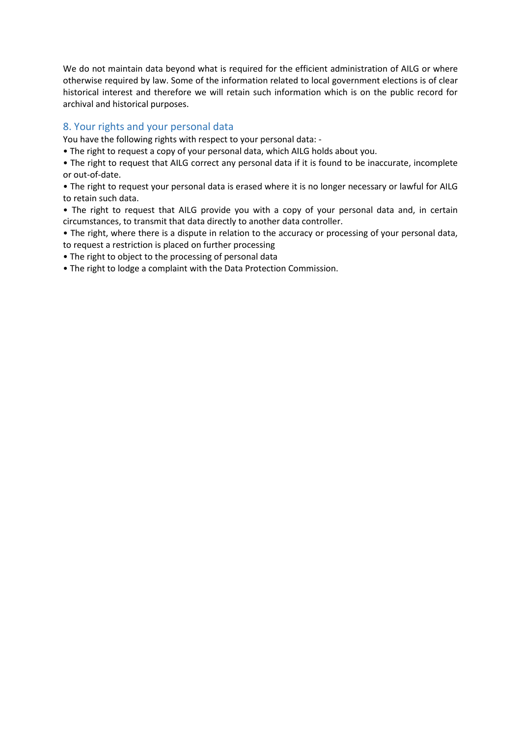We do not maintain data beyond what is required for the efficient administration of AILG or where otherwise required by law. Some of the information related to local government elections is of clear historical interest and therefore we will retain such information which is on the public record for archival and historical purposes.

## 8. Your rights and your personal data

You have the following rights with respect to your personal data: -

- The right to request a copy of your personal data, which AILG holds about you.
- The right to request that AILG correct any personal data if it is found to be inaccurate, incomplete or out-of-date.
- The right to request your personal data is erased where it is no longer necessary or lawful for AILG to retain such data.
- The right to request that AILG provide you with a copy of your personal data and, in certain circumstances, to transmit that data directly to another data controller.
- The right, where there is a dispute in relation to the accuracy or processing of your personal data, to request a restriction is placed on further processing
- The right to object to the processing of personal data
- The right to lodge a complaint with the Data Protection Commission.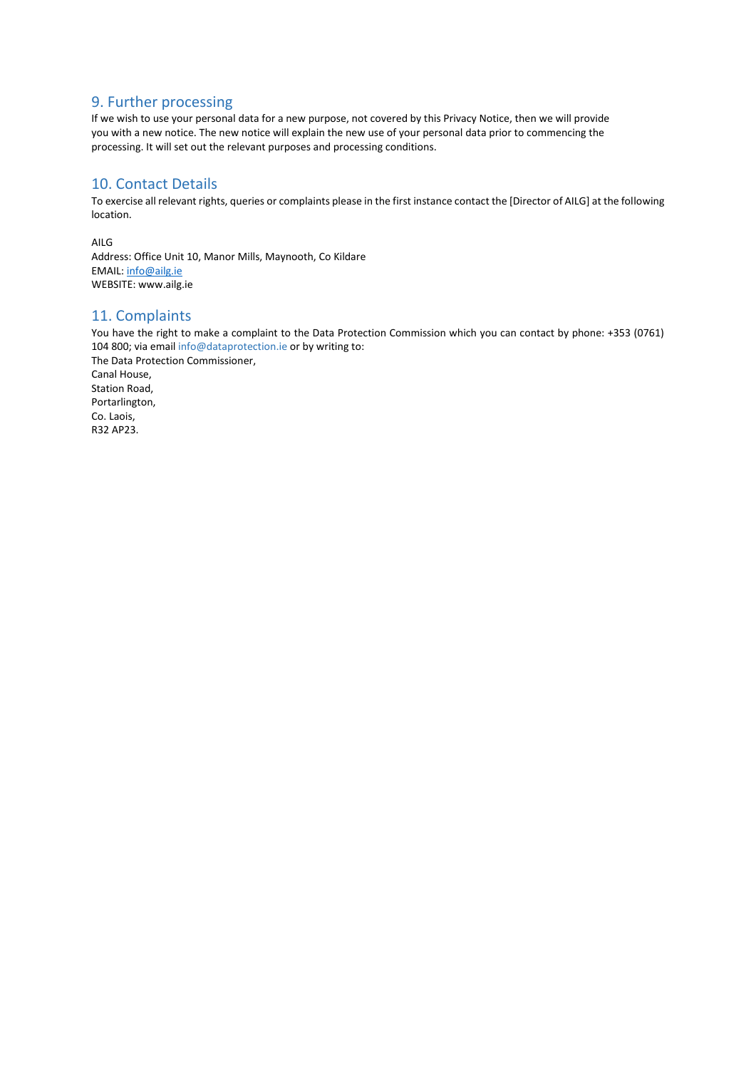## 9. Further processing

If we wish to use your personal data for a new purpose, not covered by this Privacy Notice, then we will provide you with a new notice. The new notice will explain the new use of your personal data prior to commencing the processing. It will set out the relevant purposes and processing conditions.

## 10. Contact Details

To exercise all relevant rights, queries or complaints please in the first instance contact the [Director of AILG] at the following location.

AILG
Address: Office Unit 10, Manor Mills, Maynooth, Co Kildare
EMAIL: info@ailg.ie
WEBSITE: www.ailg.ie

## 11. Complaints

You have the right to make a complaint to the Data Protection Commission which you can contact by phone: +353 (0761) 104 800; via email info@dataprotection.ie or by writing to:
The Data Protection Commissioner,
Canal House,
Station Road,
Portarlington,
Co. Laois,
R32 AP23.